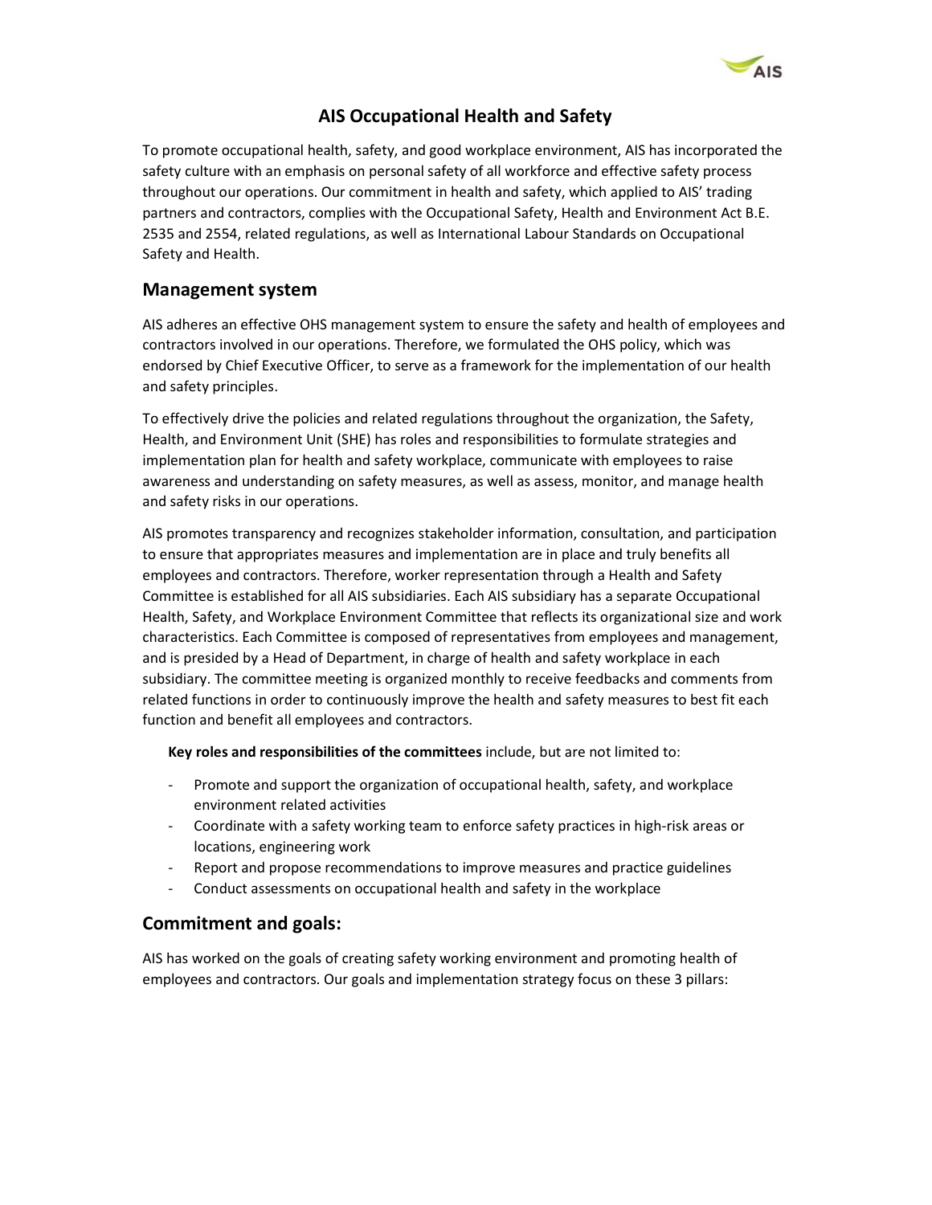# AIS Occupational Health and Safety

To promote occupational health, safety, and good workplace environment, AIS has incorporated the safety culture with an emphasis on personal safety of all workforce and effective safety process throughout our operations. Our commitment in health and safety, which applied to AIS' trading partners and contractors, complies with the Occupational Safety, Health and Environment Act B.E. 2535 and 2554, related regulations, as well as International Labour Standards on Occupational Safety and Health.

## Management system

AIS adheres an effective OHS management system to ensure the safety and health of employees and contractors involved in our operations. Therefore, we formulated the OHS policy, which was endorsed by Chief Executive Officer, to serve as a framework for the implementation of our health and safety principles.

To effectively drive the policies and related regulations throughout the organization, the Safety, Health, and Environment Unit (SHE) has roles and responsibilities to formulate strategies and implementation plan for health and safety workplace, communicate with employees to raise awareness and understanding on safety measures, as well as assess, monitor, and manage health and safety risks in our operations.

AIS promotes transparency and recognizes stakeholder information, consultation, and participation to ensure that appropriates measures and implementation are in place and truly benefits all employees and contractors. Therefore, worker representation through a Health and Safety Committee is established for all AIS subsidiaries. Each AIS subsidiary has a separate Occupational Health, Safety, and Workplace Environment Committee that reflects its organizational size and work characteristics. Each Committee is composed of representatives from employees and management, and is presided by a Head of Department, in charge of health and safety workplace in each subsidiary. The committee meeting is organized monthly to receive feedbacks and comments from related functions in order to continuously improve the health and safety measures to best fit each function and benefit all employees and contractors.

**Key roles and responsibilities of the committees** include, but are not limited to:

- Promote and support the organization of occupational health, safety, and workplace environment related activities
- Coordinate with a safety working team to enforce safety practices in high-risk areas or locations, engineering work
- Report and propose recommendations to improve measures and practice guidelines
- Conduct assessments on occupational health and safety in the workplace

## Commitment and goals:

AIS has worked on the goals of creating safety working environment and promoting health of employees and contractors. Our goals and implementation strategy focus on these 3 pillars: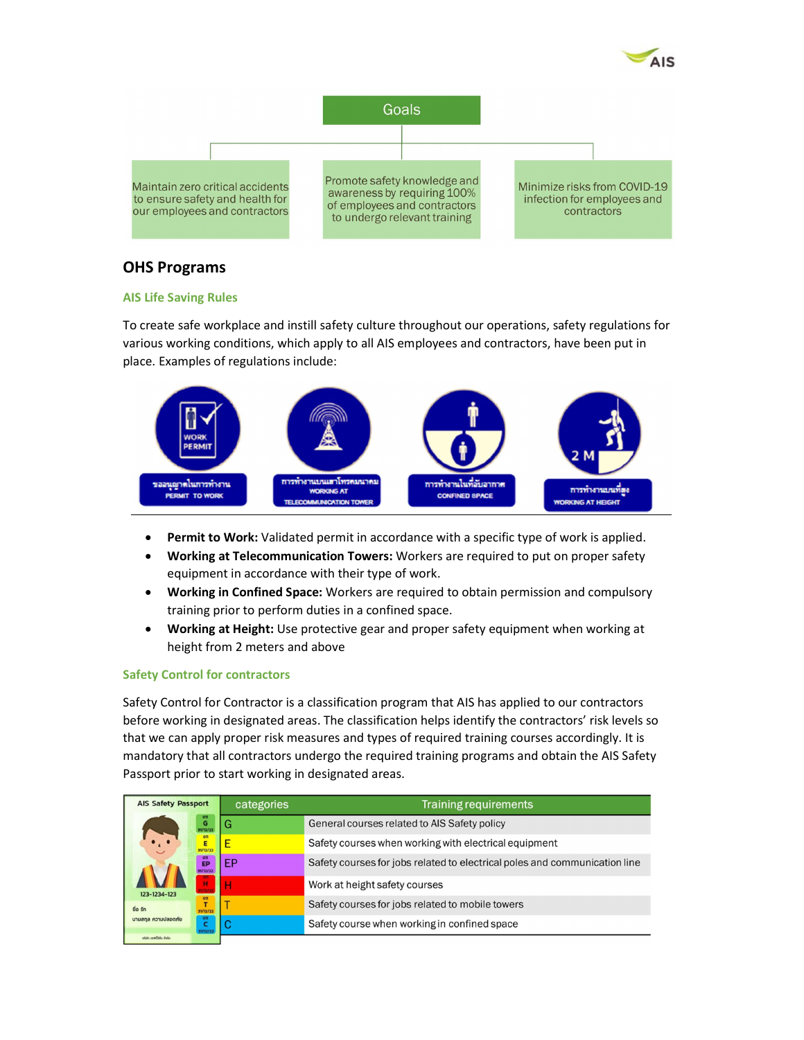## Goals

- Maintain zero critical accidents to ensure safety and health for our employees and contractors
- Promote safety knowledge and awareness by requiring 100% of employees and contractors to undergo relevant training
- Minimize risks from COVID-19 infection for employees and contractors

## OHS Programs

### AIS Life Saving Rules

To create safe workplace and instill safety culture throughout our operations, safety regulations for various working conditions, which apply to all AIS employees and contractors, have been put in place. Examples of regulations include:

- **Permit to Work:** Validated permit in accordance with a specific type of work is applied.
- **Working at Telecommunication Towers:** Workers are required to put on proper safety equipment in accordance with their type of work.
- **Working in Confined Space:** Workers are required to obtain permission and compulsory training prior to perform duties in a confined space.
- **Working at Height:** Use protective gear and proper safety equipment when working at height from 2 meters and above

### Safety Control for contractors

Safety Control for Contractor is a classification program that AIS has applied to our contractors before working in designated areas. The classification helps identify the contractors' risk levels so that we can apply proper risk measures and types of required training courses accordingly. It is mandatory that all contractors undergo the required training programs and obtain the AIS Safety Passport prior to start working in designated areas.

| categories | Training requirements |
|---|---|
| G | General courses related to AIS Safety policy |
| E | Safety courses when working with electrical equipment |
| EP | Safety courses for jobs related to electrical poles and communication line |
| H | Work at height safety courses |
| T | Safety courses for jobs related to mobile towers |
| C | Safety course when working in confined space |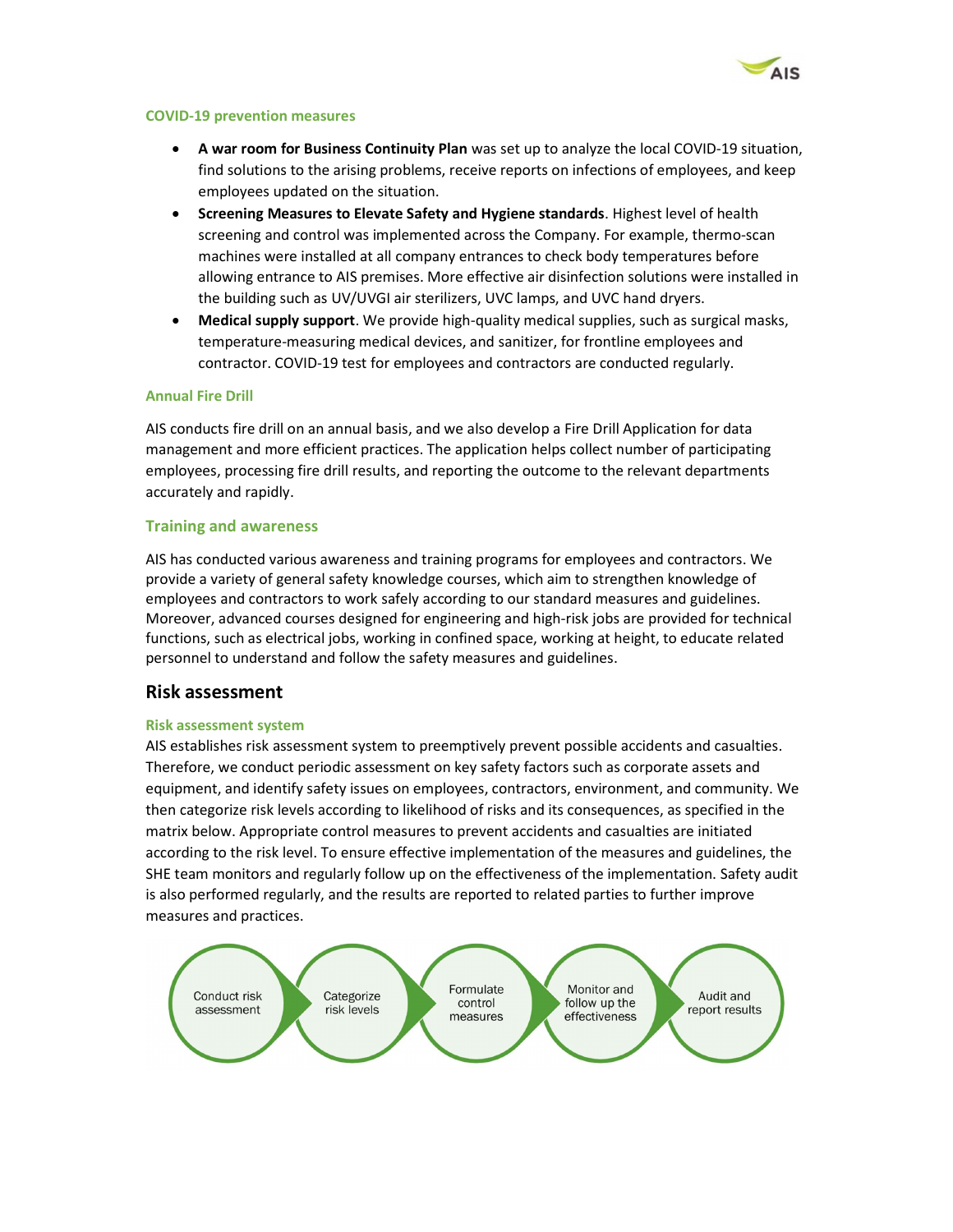### COVID-19 prevention measures

- **A war room for Business Continuity Plan** was set up to analyze the local COVID-19 situation, find solutions to the arising problems, receive reports on infections of employees, and keep employees updated on the situation.
- **Screening Measures to Elevate Safety and Hygiene standards**. Highest level of health screening and control was implemented across the Company. For example, thermo-scan machines were installed at all company entrances to check body temperatures before allowing entrance to AIS premises. More effective air disinfection solutions were installed in the building such as UV/UVGI air sterilizers, UVC lamps, and UVC hand dryers.
- **Medical supply support**. We provide high-quality medical supplies, such as surgical masks, temperature-measuring medical devices, and sanitizer, for frontline employees and contractor. COVID-19 test for employees and contractors are conducted regularly.

### Annual Fire Drill

AIS conducts fire drill on an annual basis, and we also develop a Fire Drill Application for data management and more efficient practices. The application helps collect number of participating employees, processing fire drill results, and reporting the outcome to the relevant departments accurately and rapidly.

### Training and awareness

AIS has conducted various awareness and training programs for employees and contractors. We provide a variety of general safety knowledge courses, which aim to strengthen knowledge of employees and contractors to work safely according to our standard measures and guidelines. Moreover, advanced courses designed for engineering and high-risk jobs are provided for technical functions, such as electrical jobs, working in confined space, working at height, to educate related personnel to understand and follow the safety measures and guidelines.

## Risk assessment

### Risk assessment system

AIS establishes risk assessment system to preemptively prevent possible accidents and casualties. Therefore, we conduct periodic assessment on key safety factors such as corporate assets and equipment, and identify safety issues on employees, contractors, environment, and community. We then categorize risk levels according to likelihood of risks and its consequences, as specified in the matrix below. Appropriate control measures to prevent accidents and casualties are initiated according to the risk level. To ensure effective implementation of the measures and guidelines, the SHE team monitors and regularly follow up on the effectiveness of the implementation. Safety audit is also performed regularly, and the results are reported to related parties to further improve measures and practices.

Conduct risk assessment → Categorize risk levels → Formulate control measures → Monitor and follow up the effectiveness → Audit and report results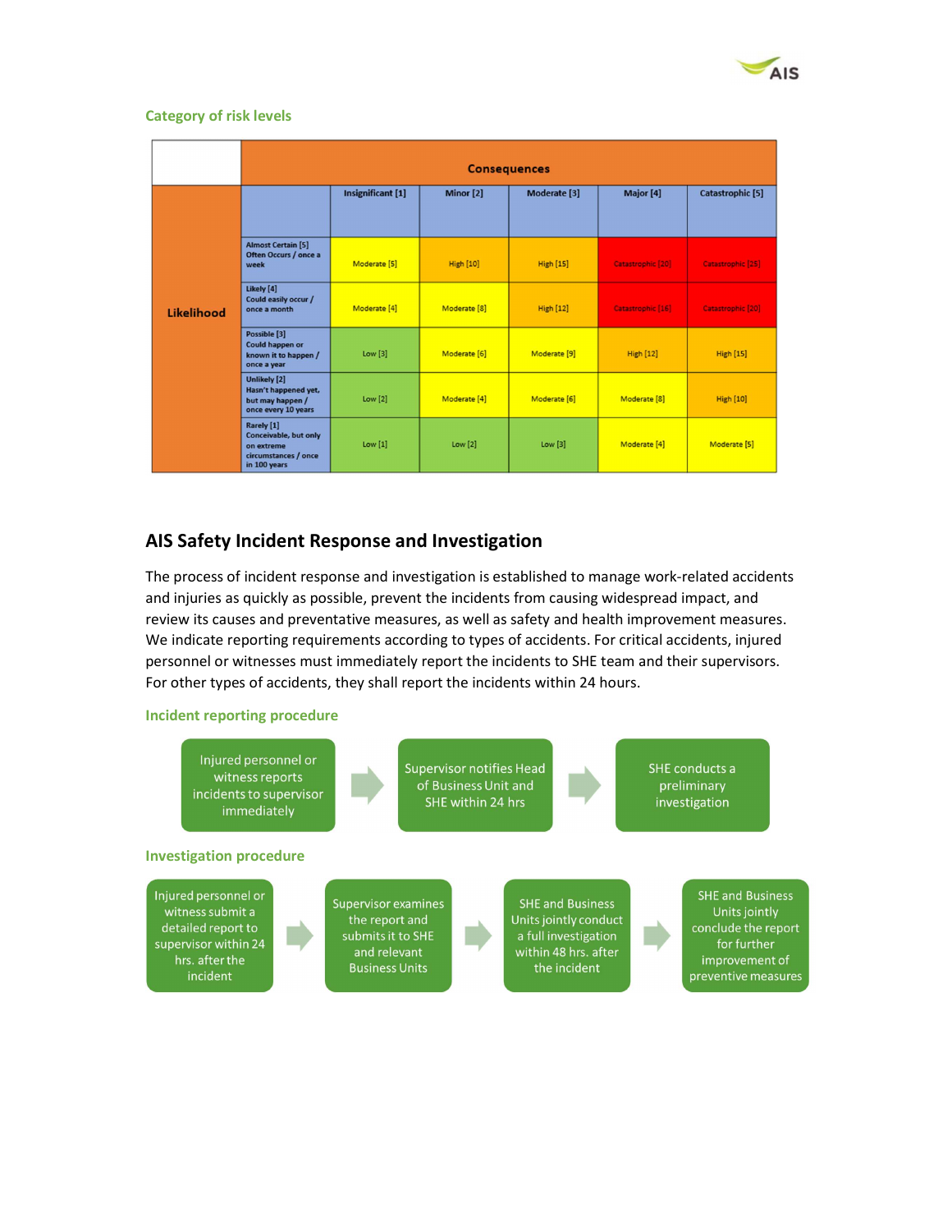### Category of risk levels

| | | Consequences | | | | |
|---|---|---|---|---|---|---|
| | | Insignificant [1] | Minor [2] | Moderate [3] | Major [4] | Catastrophic [5] |
| Likelihood | Almost Certain [5] Often Occurs / once a week | Moderate [5] | High [10] | High [15] | Catastrophic [20] | Catastrophic [25] |
| | Likely [4] Could easily occur / once a month | Moderate [4] | Moderate [8] | High [12] | Catastrophic [16] | Catastrophic [20] |
| | Possible [3] Could happen or known it to happen / once a year | Low [3] | Moderate [6] | Moderate [9] | High [12] | High [15] |
| | Unlikely [2] Hasn't happened yet, but may happen / once every 10 years | Low [2] | Moderate [4] | Moderate [6] | Moderate [8] | High [10] |
| | Rarely [1] Conceivable, but only on extreme circumstances / once in 100 years | Low [1] | Low [2] | Low [3] | Moderate [4] | Moderate [5] |

## AIS Safety Incident Response and Investigation

The process of incident response and investigation is established to manage work-related accidents and injuries as quickly as possible, prevent the incidents from causing widespread impact, and review its causes and preventative measures, as well as safety and health improvement measures. We indicate reporting requirements according to types of accidents. For critical accidents, injured personnel or witnesses must immediately report the incidents to SHE team and their supervisors. For other types of accidents, they shall report the incidents within 24 hours.

### Incident reporting procedure

Injured personnel or witness reports incidents to supervisor immediately → Supervisor notifies Head of Business Unit and SHE within 24 hrs → SHE conducts a preliminary investigation

### Investigation procedure

Injured personnel or witness submit a detailed report to supervisor within 24 hrs. after the incident → Supervisor examines the report and submits it to SHE and relevant Business Units → SHE and Business Units jointly conduct a full investigation within 48 hrs. after the incident → SHE and Business Units jointly conclude the report for further improvement of preventive measures